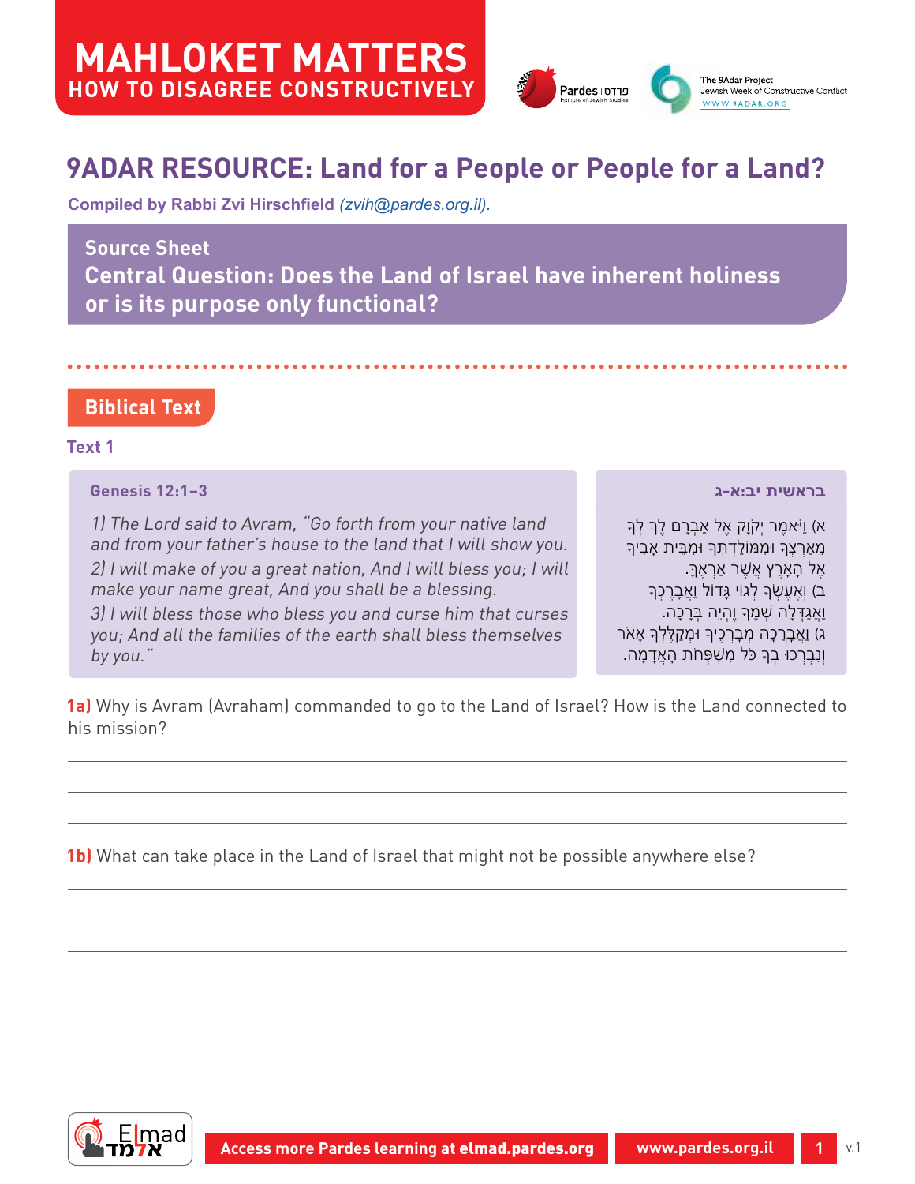# MAHLOKET MATTERS
## HOW TO DISAGREE CONSTRUCTIVELY

Pardes | פרדס Institute of Jewish Studies

The 9Adar Project
Jewish Week of Constructive Conflict
WWW.9ADAR.ORG

# 9ADAR RESOURCE: Land for a People or People for a Land?

**Compiled by Rabbi Zvi Hirschfield** *(zvih@pardes.org.il)*.

## Source Sheet
## Central Question: Does the Land of Israel have inherent holiness or is its purpose only functional?

## Biblical Text

### Text 1

**Genesis 12:1–3**

*1) The Lord said to Avram, "Go forth from your native land and from your father's house to the land that I will show you.*
*2) I will make of you a great nation, And I will bless you; I will make your name great, And you shall be a blessing.*
*3) I will bless those who bless you and curse him that curses you; And all the families of the earth shall bless themselves by you."*

**בראשית יב:א-ג**

א) וַיֹּאמֶר יְקֹוָק אֶל אַבְרָם לֶךְ לְךָ מֵאַרְצְךָ וּמִמּוֹלַדְתְּךָ וּמִבֵּית אָבִיךָ אֶל הָאָרֶץ אֲשֶׁר אַרְאֶךָּ.
ב) וְאֶעֶשְׂךָ לְגוֹי גָּדוֹל וַאֲבָרֶכְךָ וַאֲגַדְּלָה שְׁמֶךָ וֶהְיֵה בְּרָכָה.
ג) וַאֲבָרְכָה מְבָרְכֶיךָ וּמְקַלֶּלְךָ אָאֹר וְנִבְרְכוּ בְךָ כֹּל מִשְׁפְּחֹת הָאֲדָמָה.

**1a)** Why is Avram (Avraham) commanded to go to the Land of Israel? How is the Land connected to his mission?

**1b)** What can take place in the Land of Israel that might not be possible anywhere else?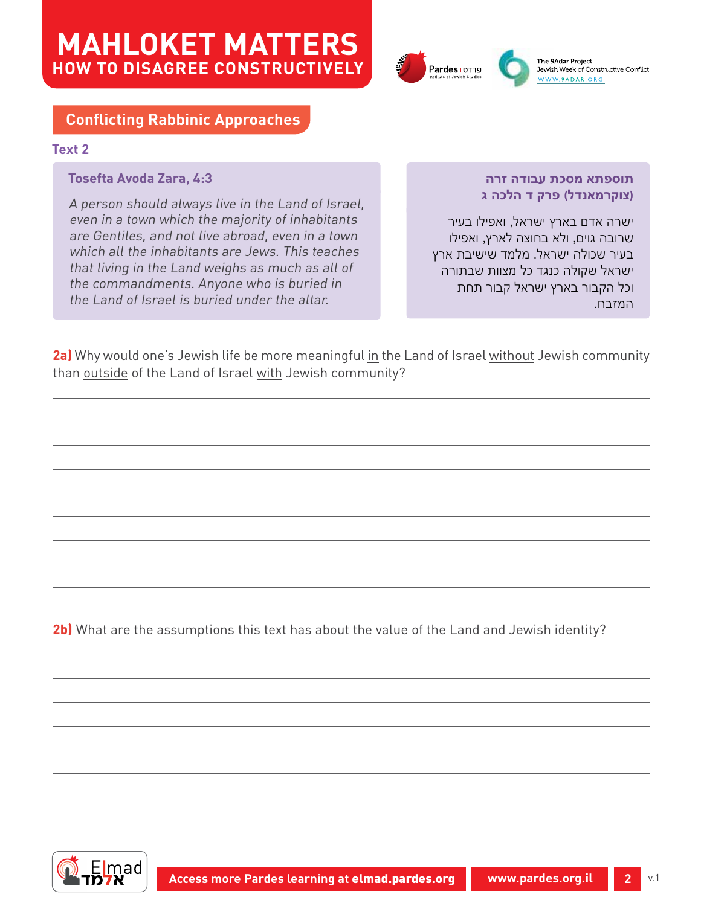# MAHLOKET MATTERS
## HOW TO DISAGREE CONSTRUCTIVELY

Pardes | פרדס Institute of Jewish Studies

The 9Adar Project
Jewish Week of Constructive Conflict
WWW.9ADAR.ORG

## Conflicting Rabbinic Approaches

### Text 2

**Tosefta Avoda Zara, 4:3**

*A person should always live in the Land of Israel, even in a town which the majority of inhabitants are Gentiles, and not live abroad, even in a town which all the inhabitants are Jews. This teaches that living in the Land weighs as much as all of the commandments. Anyone who is buried in the Land of Israel is buried under the altar.*

**תוספתא מסכת עבודה זרה (צוקרמאנדל) פרק ד הלכה ג**

ישרה אדם בארץ ישראל, ואפילו בעיר שרובה גוים, ולא בחוצה לארץ, ואפילו בעיר שכולה ישראל. מלמד שישיבת ארץ ישראל שקולה כנגד כל מצוות שבתורה וכל הקבור בארץ ישראל קבור תחת המזבח.

**2a)** Why would one's Jewish life be more meaningful in the Land of Israel without Jewish community than outside of the Land of Israel with Jewish community?

**2b)** What are the assumptions this text has about the value of the Land and Jewish identity?

Access more Pardes learning at **elmad.pardes.org** | www.pardes.org.il

v.1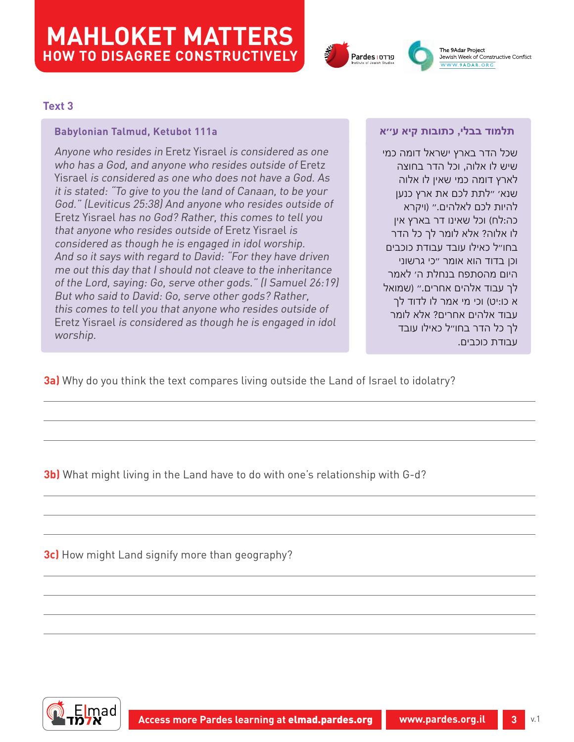# MAHLOKET MATTERS
## HOW TO DISAGREE CONSTRUCTIVELY

### Text 3

**Babylonian Talmud, Ketubot 111a**

*Anyone who resides in* Eretz Yisrael *is considered as one who has a God, and anyone who resides outside of* Eretz Yisrael *is considered as one who does not have a God. As it is stated: "To give to you the land of Canaan, to be your God." (Leviticus 25:38) And anyone who resides outside of* Eretz Yisrael *has no God? Rather, this comes to tell you that anyone who resides outside of* Eretz Yisrael *is considered as though he is engaged in idol worship. And so it says with regard to David: "For they have driven me out this day that I should not cleave to the inheritance of the Lord, saying: Go, serve other gods." (I Samuel 26:19) But who said to David: Go, serve other gods? Rather, this comes to tell you that anyone who resides outside of* Eretz Yisrael *is considered as though he is engaged in idol worship.*

**תלמוד בבלי, כתובות קיא ע״א**

שכל הדר בארץ ישראל דומה כמי שיש לו אלוה, וכל הדר בחוצה לארץ דומה כמי שאין לו אלוה שנא׳ ״לתת לכם את ארץ כנען להיות לכם לאלהים.״ (ויקרא כה:לח) וכל שאינו דר בארץ אין לו אלוה? אלא לומר לך כל הדר בחו״ל כאילו עובד עבודת כוכבים וכן בדוד הוא אומר ״כי גרשוני היום מהסתפח בנחלת ה׳ לאמר לך עבוד אלהים אחרים.״ (שמואל א כו:יט) וכי מי אמר לו לדוד לך עבוד אלהים אחרים? אלא לומר לך כל הדר בחו״ל כאילו עובד עבודת כוכבים.

**3a)** Why do you think the text compares living outside the Land of Israel to idolatry?

**3b)** What might living in the Land have to do with one's relationship with G-d?

**3c)** How might Land signify more than geography?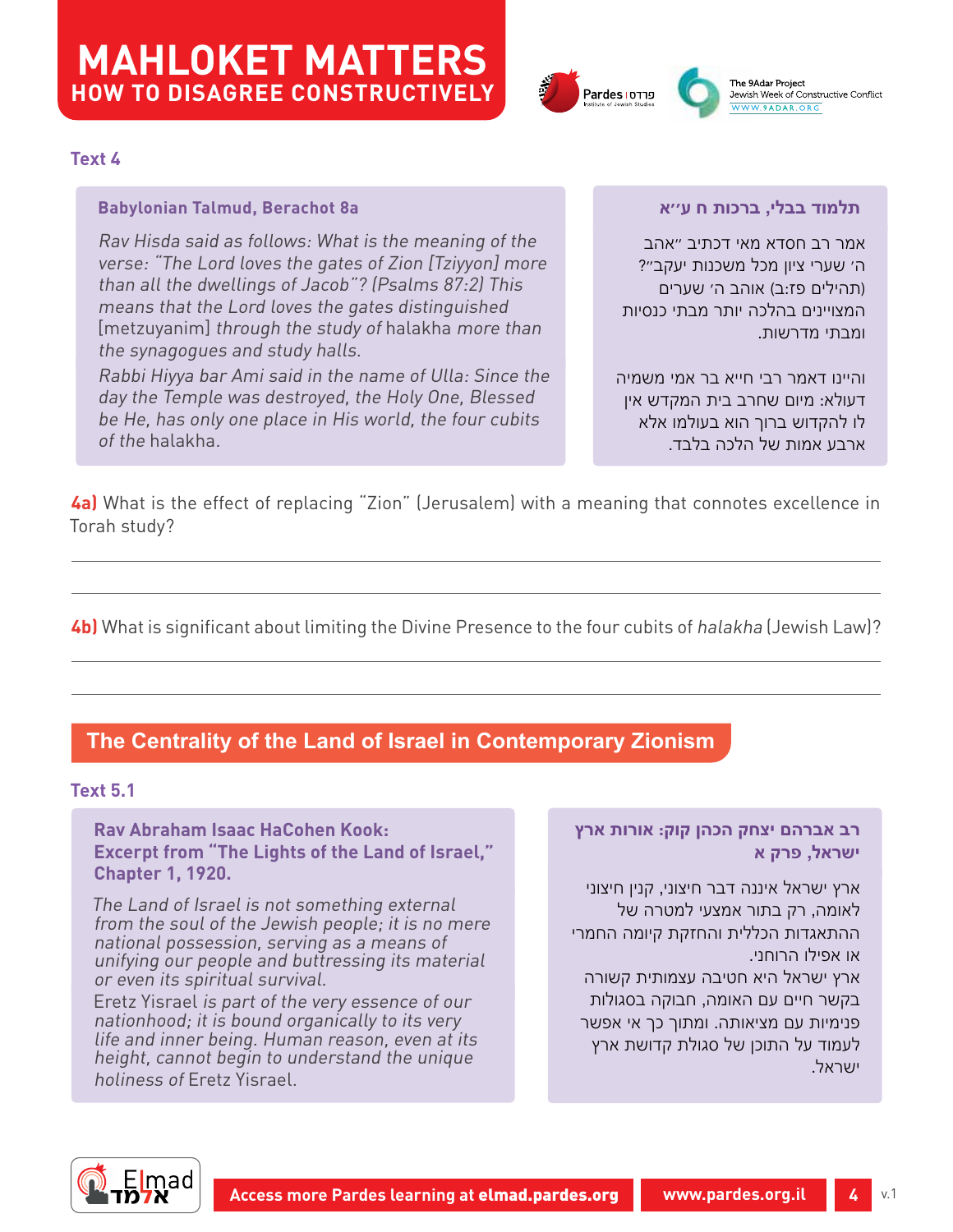# MAHLOKET MATTERS
## HOW TO DISAGREE CONSTRUCTIVELY

### Text 4

**Babylonian Talmud, Berachot 8a**

*Rav Hisda said as follows: What is the meaning of the verse: "The Lord loves the gates of Zion [Tziyyon] more than all the dwellings of Jacob"? (Psalms 87:2) This means that the Lord loves the gates distinguished [metzuyanim] through the study of* halakha *more than the synagogues and study halls.*

*Rabbi Hiyya bar Ami said in the name of Ulla: Since the day the Temple was destroyed, the Holy One, Blessed be He, has only one place in His world, the four cubits of the* halakha.

**תלמוד בבלי, ברכות ח ע״א**

אמר רב חסדא מאי דכתיב ״אהב ה׳ שערי ציון מכל משכנות יעקב״? (תהילים פז:ב) אוהב ה׳ שערים המצויינים בהלכה יותר מבתי כנסיות ומבתי מדרשות.

והיינו דאמר רבי חייא בר אמי משמיה דעולא: מיום שחרב בית המקדש אין לו להקדוש ברוך הוא בעולמו אלא ארבע אמות של הלכה בלבד.

**4a)** What is the effect of replacing "Zion" (Jerusalem) with a meaning that connotes excellence in Torah study?

**4b)** What is significant about limiting the Divine Presence to the four cubits of *halakha* (Jewish Law)?

## The Centrality of the Land of Israel in Contemporary Zionism

### Text 5.1

**Rav Abraham Isaac HaCohen Kook: Excerpt from "The Lights of the Land of Israel," Chapter 1, 1920.**

*The Land of Israel is not something external from the soul of the Jewish people; it is no mere national possession, serving as a means of unifying our people and buttressing its material or even its spiritual survival.*

Eretz Yisrael *is part of the very essence of our nationhood; it is bound organically to its very life and inner being. Human reason, even at its height, cannot begin to understand the unique holiness of* Eretz Yisrael.

**רב אברהם יצחק הכהן קוק: אורות ארץ ישראל, פרק א**

ארץ ישראל איננה דבר חיצוני, קנין חיצוני לאומה, רק בתור אמצעי למטרה של ההתאגדות הכללית והחזקת קיומה החמרי או אפילו הרוחני.

ארץ ישראל היא חטיבה עצמותית קשורה בקשר חיים עם האומה, חבוקה בסגולות פנימיות עם מציאותה. ומתוך כך אי אפשר לעמוד על התוכן של סגולת קדושת ארץ ישראל.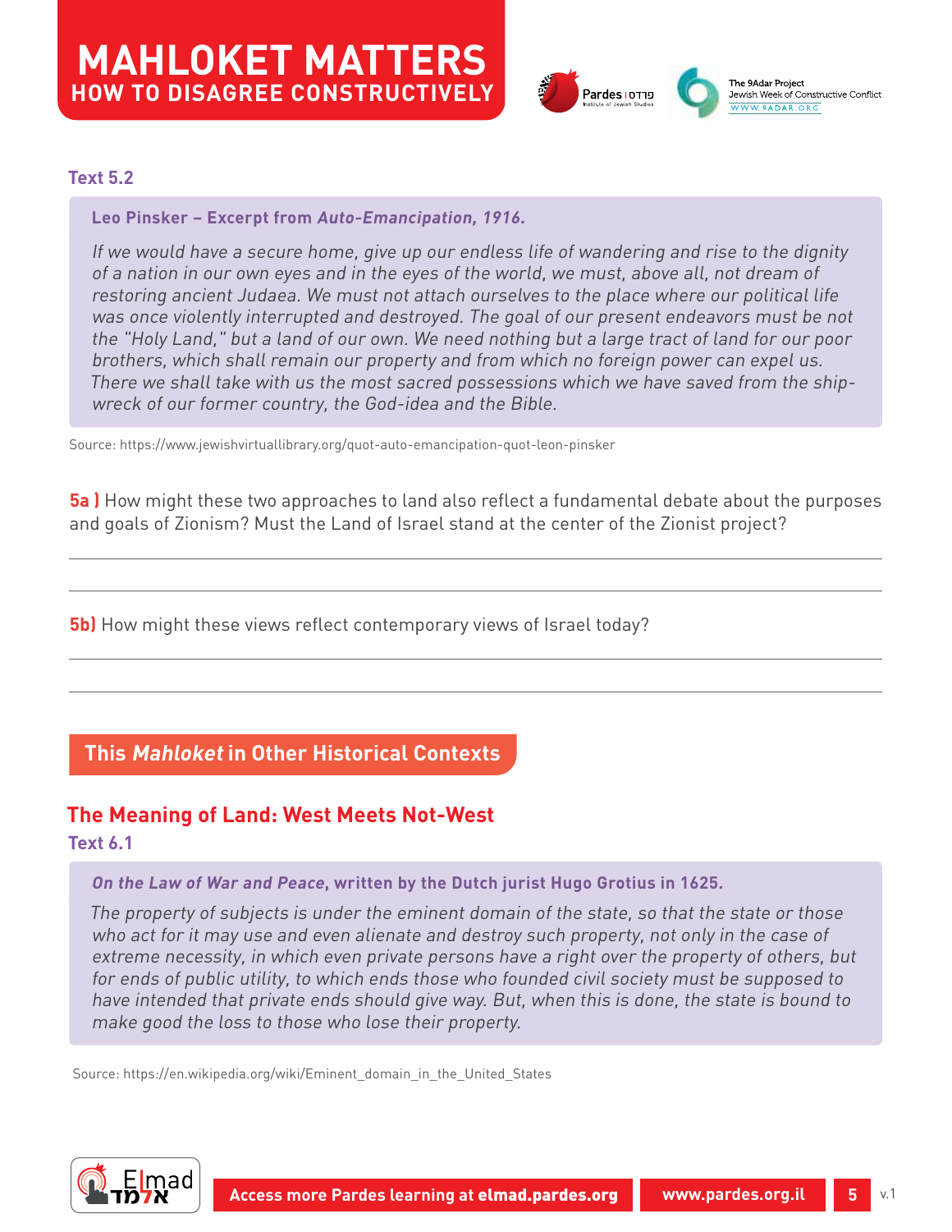### Text 5.2

**Leo Pinsker – Excerpt from *Auto-Emancipation, 1916.***

*If we would have a secure home, give up our endless life of wandering and rise to the dignity of a nation in our own eyes and in the eyes of the world, we must, above all, not dream of restoring ancient Judaea. We must not attach ourselves to the place where our political life was once violently interrupted and destroyed. The goal of our present endeavors must be not the "Holy Land," but a land of our own. We need nothing but a large tract of land for our poor brothers, which shall remain our property and from which no foreign power can expel us. There we shall take with us the most sacred possessions which we have saved from the ship-wreck of our former country, the God-idea and the Bible.*

Source: https://www.jewishvirtuallibrary.org/quot-auto-emancipation-quot-leon-pinsker

**5a )** How might these two approaches to land also reflect a fundamental debate about the purposes and goals of Zionism? Must the Land of Israel stand at the center of the Zionist project?

---

---

**5b)** How might these views reflect contemporary views of Israel today?

---

---

## This *Mahloket* in Other Historical Contexts

## The Meaning of Land: West Meets Not-West

### Text 6.1

***On the Law of War and Peace*, written by the Dutch jurist Hugo Grotius in 1625.**

*The property of subjects is under the eminent domain of the state, so that the state or those who act for it may use and even alienate and destroy such property, not only in the case of extreme necessity, in which even private persons have a right over the property of others, but for ends of public utility, to which ends those who founded civil society must be supposed to have intended that private ends should give way. But, when this is done, the state is bound to make good the loss to those who lose their property.*

Source: https://en.wikipedia.org/wiki/Eminent_domain_in_the_United_States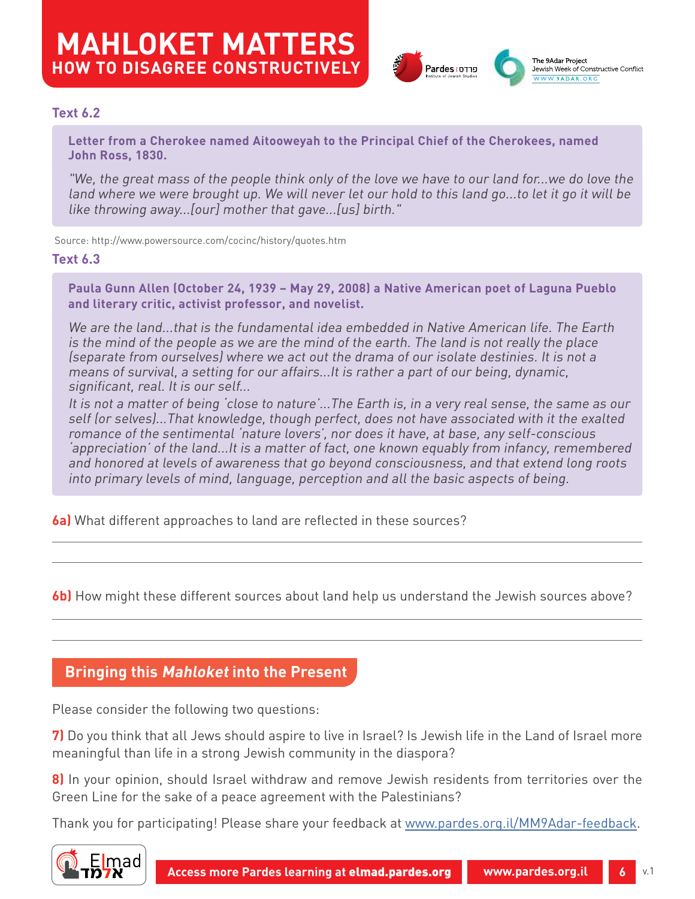### Text 6.2

**Letter from a Cherokee named Aitooweyah to the Principal Chief of the Cherokees, named John Ross, 1830.**

*"We, the great mass of the people think only of the love we have to our land for...we do love the land where we were brought up. We will never let our hold to this land go...to let it go it will be like throwing away...[our] mother that gave...[us] birth."*

Source: http://www.powersource.com/cocinc/history/quotes.htm

### Text 6.3

**Paula Gunn Allen (October 24, 1939 – May 29, 2008) a Native American poet of Laguna Pueblo and literary critic, activist professor, and novelist.**

*We are the land...that is the fundamental idea embedded in Native American life. The Earth is the mind of the people as we are the mind of the earth. The land is not really the place (separate from ourselves) where we act out the drama of our isolate destinies. It is not a means of survival, a setting for our affairs...It is rather a part of our being, dynamic, significant, real. It is our self...*

*It is not a matter of being 'close to nature'...The Earth is, in a very real sense, the same as our self (or selves)...That knowledge, though perfect, does not have associated with it the exalted romance of the sentimental 'nature lovers', nor does it have, at base, any self-conscious 'appreciation' of the land...It is a matter of fact, one known equably from infancy, remembered and honored at levels of awareness that go beyond consciousness, and that extend long roots into primary levels of mind, language, perception and all the basic aspects of being.*

**6a)** What different approaches to land are reflected in these sources?

**6b)** How might these different sources about land help us understand the Jewish sources above?

## Bringing this *Mahloket* into the Present

Please consider the following two questions:

**7)** Do you think that all Jews should aspire to live in Israel? Is Jewish life in the Land of Israel more meaningful than life in a strong Jewish community in the diaspora?

**8)** In your opinion, should Israel withdraw and remove Jewish residents from territories over the Green Line for the sake of a peace agreement with the Palestinians?

Thank you for participating! Please share your feedback at www.pardes.org.il/MM9Adar-feedback.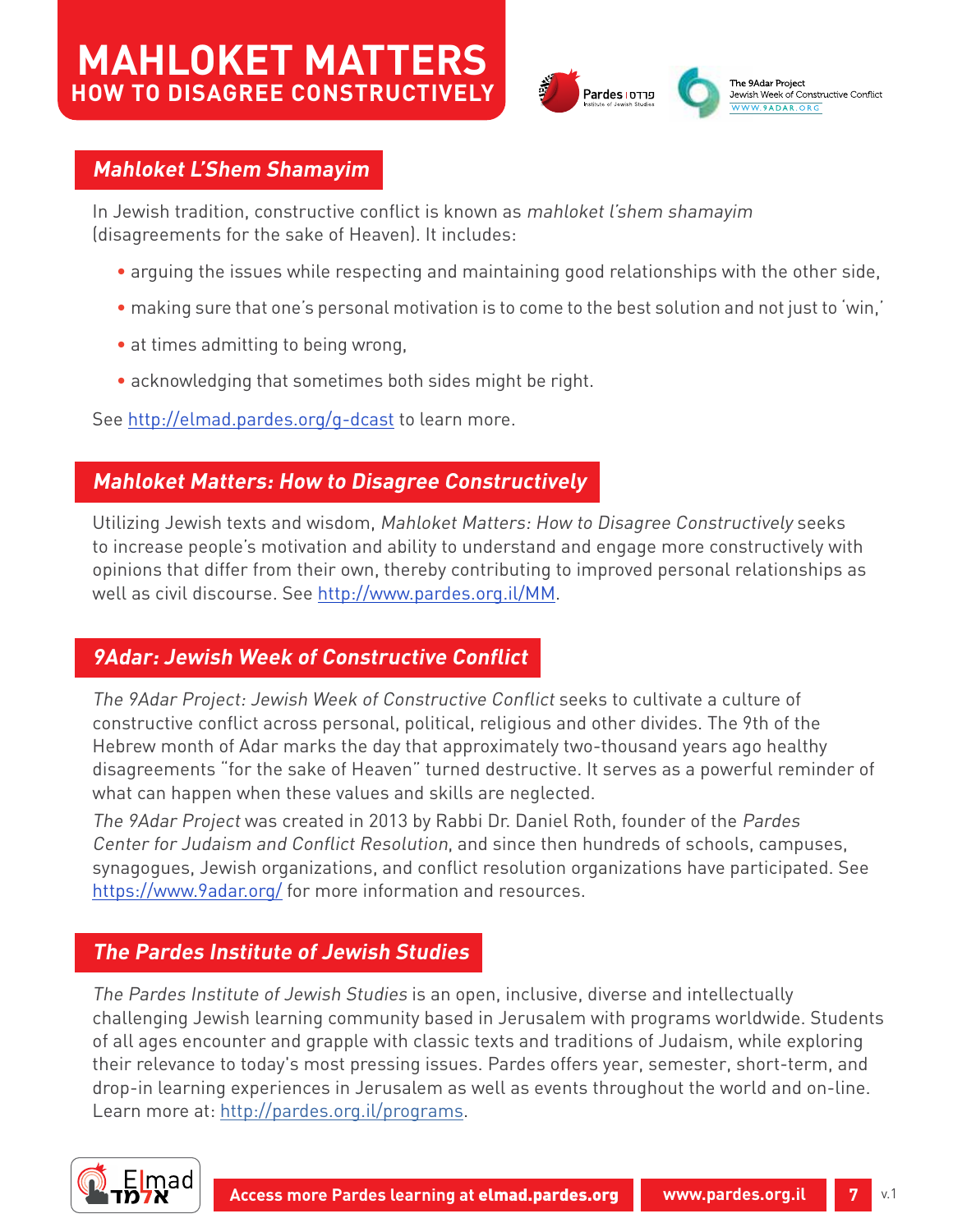## *Mahloket L'Shem Shamayim*

In Jewish tradition, constructive conflict is known as *mahloket l'shem shamayim* (disagreements for the sake of Heaven). It includes:

- arguing the issues while respecting and maintaining good relationships with the other side,
- making sure that one's personal motivation is to come to the best solution and not just to 'win,'
- at times admitting to being wrong,
- acknowledging that sometimes both sides might be right.

See http://elmad.pardes.org/g-dcast to learn more.

## *Mahloket Matters: How to Disagree Constructively*

Utilizing Jewish texts and wisdom, *Mahloket Matters: How to Disagree Constructively* seeks to increase people's motivation and ability to understand and engage more constructively with opinions that differ from their own, thereby contributing to improved personal relationships as well as civil discourse. See http://www.pardes.org.il/MM.

## *9Adar: Jewish Week of Constructive Conflict*

*The 9Adar Project: Jewish Week of Constructive Conflict* seeks to cultivate a culture of constructive conflict across personal, political, religious and other divides. The 9th of the Hebrew month of Adar marks the day that approximately two-thousand years ago healthy disagreements "for the sake of Heaven" turned destructive. It serves as a powerful reminder of what can happen when these values and skills are neglected.

*The 9Adar Project* was created in 2013 by Rabbi Dr. Daniel Roth, founder of the *Pardes Center for Judaism and Conflict Resolution*, and since then hundreds of schools, campuses, synagogues, Jewish organizations, and conflict resolution organizations have participated. See https://www.9adar.org/ for more information and resources.

## *The Pardes Institute of Jewish Studies*

*The Pardes Institute of Jewish Studies* is an open, inclusive, diverse and intellectually challenging Jewish learning community based in Jerusalem with programs worldwide. Students of all ages encounter and grapple with classic texts and traditions of Judaism, while exploring their relevance to today's most pressing issues. Pardes offers year, semester, short-term, and drop-in learning experiences in Jerusalem as well as events throughout the world and on-line. Learn more at: http://pardes.org.il/programs.